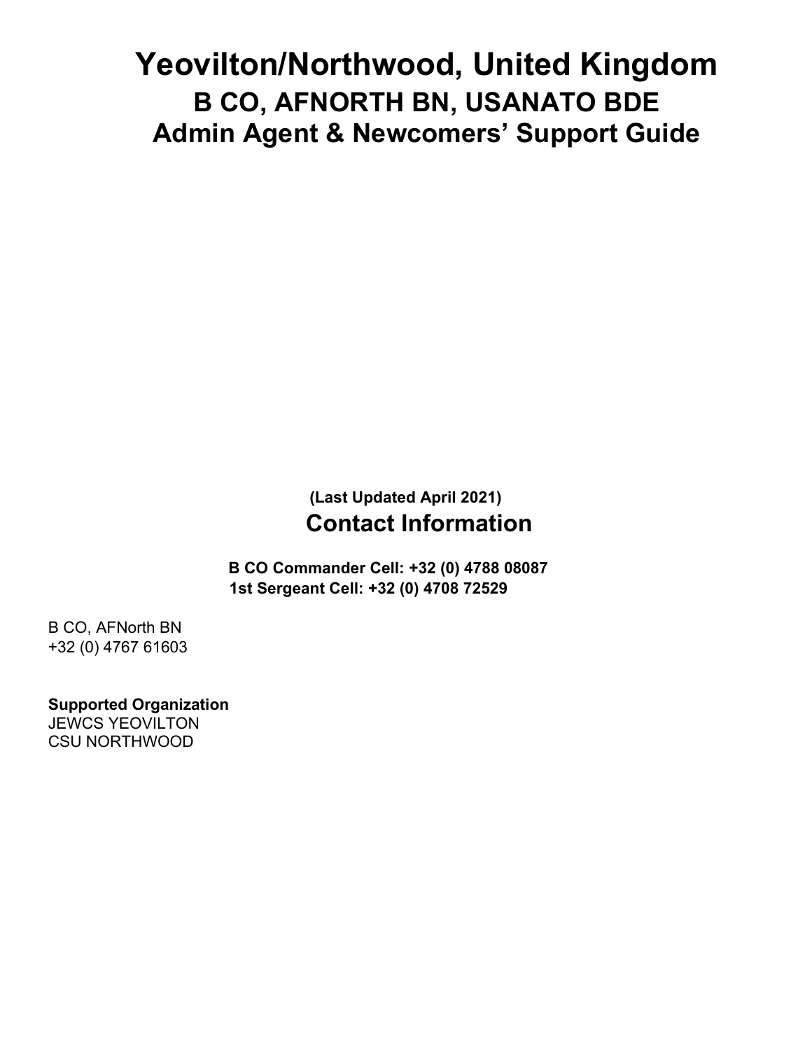# Yeovilton/Northwood, United Kingdom

## B CO, AFNORTH BN, USANATO BDE

## Admin Agent & Newcomers' Support Guide

**(Last Updated April 2021)**

## Contact Information

**B CO Commander Cell: +32 (0) 4788 08087**
**1st Sergeant Cell: +32 (0) 4708 72529**

B CO, AFNorth BN
+32 (0) 4767 61603

**Supported Organization**
JEWCS YEOVILTON
CSU NORTHWOOD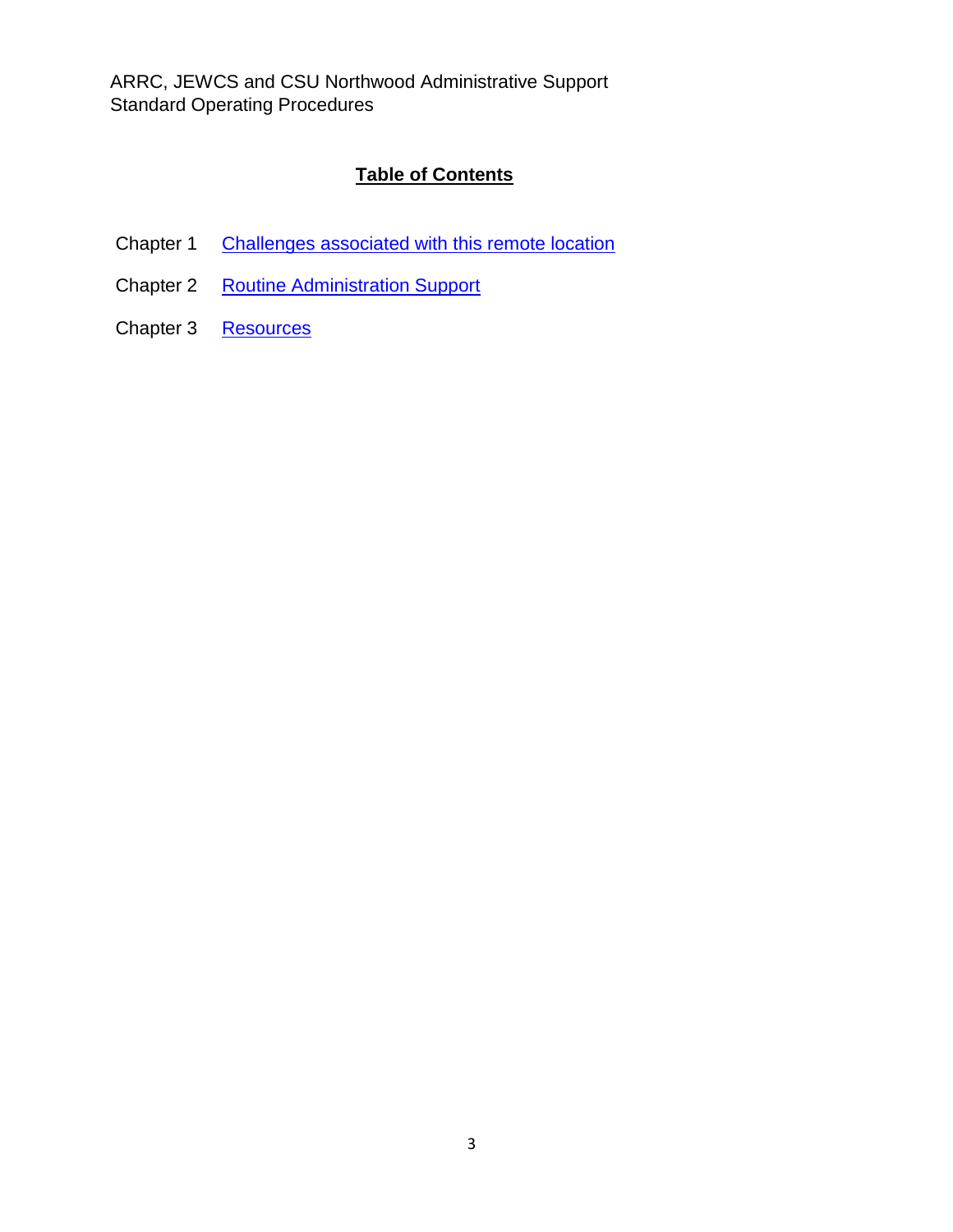ARRC, JEWCS and CSU Northwood Administrative Support
Standard Operating Procedures

## Table of Contents

| | |
|---|---|
| Chapter 1 | Challenges associated with this remote location |
| Chapter 2 | Routine Administration Support |
| Chapter 3 | Resources |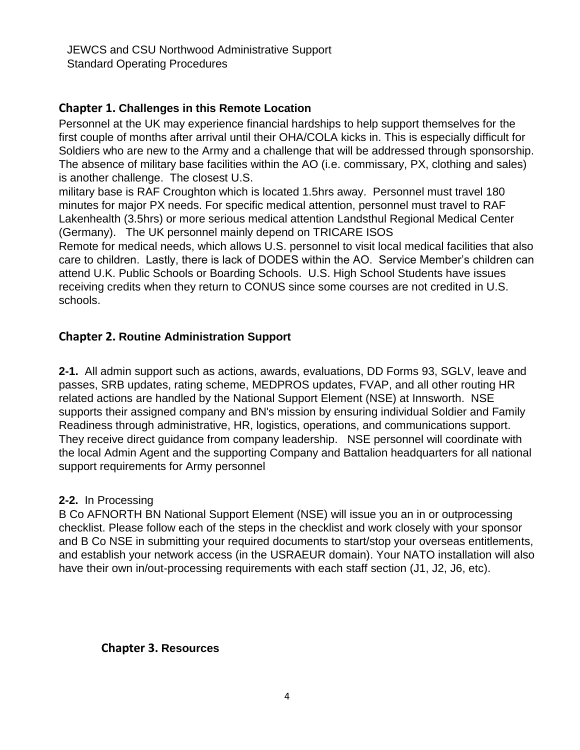JEWCS and CSU Northwood Administrative Support
Standard Operating Procedures

## Chapter 1. Challenges in this Remote Location

Personnel at the UK may experience financial hardships to help support themselves for the first couple of months after arrival until their OHA/COLA kicks in. This is especially difficult for Soldiers who are new to the Army and a challenge that will be addressed through sponsorship. The absence of military base facilities within the AO (i.e. commissary, PX, clothing and sales) is another challenge. The closest U.S.
military base is RAF Croughton which is located 1.5hrs away. Personnel must travel 180 minutes for major PX needs. For specific medical attention, personnel must travel to RAF Lakenhealth (3.5hrs) or more serious medical attention Landsthul Regional Medical Center (Germany). The UK personnel mainly depend on TRICARE ISOS
Remote for medical needs, which allows U.S. personnel to visit local medical facilities that also care to children. Lastly, there is lack of DODES within the AO. Service Member's children can attend U.K. Public Schools or Boarding Schools. U.S. High School Students have issues receiving credits when they return to CONUS since some courses are not credited in U.S. schools.

## Chapter 2. Routine Administration Support

**2-1.** All admin support such as actions, awards, evaluations, DD Forms 93, SGLV, leave and passes, SRB updates, rating scheme, MEDPROS updates, FVAP, and all other routing HR related actions are handled by the National Support Element (NSE) at Innsworth. NSE supports their assigned company and BN's mission by ensuring individual Soldier and Family Readiness through administrative, HR, logistics, operations, and communications support. They receive direct guidance from company leadership. NSE personnel will coordinate with the local Admin Agent and the supporting Company and Battalion headquarters for all national support requirements for Army personnel

**2-2.** In Processing
B Co AFNORTH BN National Support Element (NSE) will issue you an in or outprocessing checklist. Please follow each of the steps in the checklist and work closely with your sponsor and B Co NSE in submitting your required documents to start/stop your overseas entitlements, and establish your network access (in the USRAEUR domain). Your NATO installation will also have their own in/out-processing requirements with each staff section (J1, J2, J6, etc).

## Chapter 3. Resources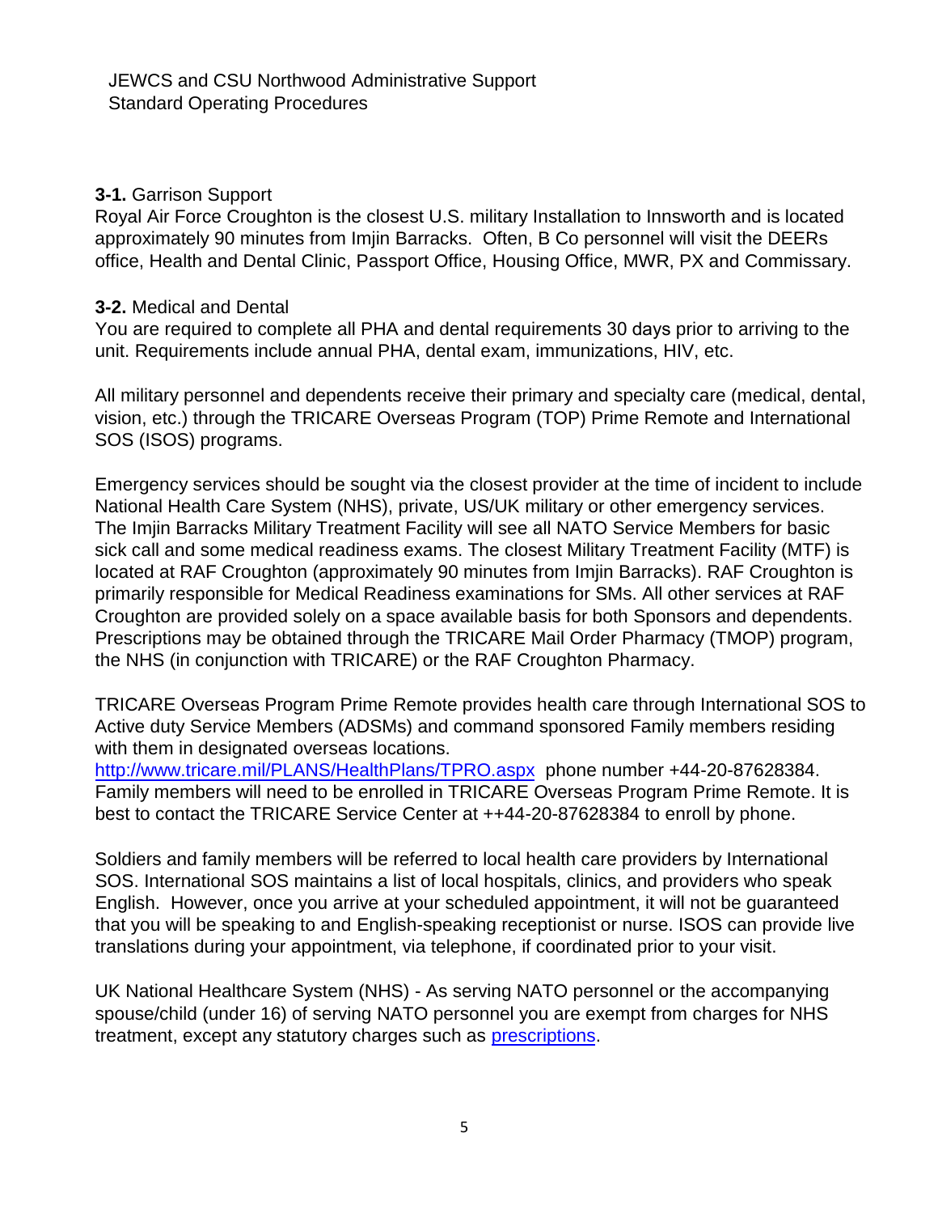**3-1.** Garrison Support

Royal Air Force Croughton is the closest U.S. military Installation to Innsworth and is located approximately 90 minutes from Imjin Barracks. Often, B Co personnel will visit the DEERs office, Health and Dental Clinic, Passport Office, Housing Office, MWR, PX and Commissary.

**3-2.** Medical and Dental

You are required to complete all PHA and dental requirements 30 days prior to arriving to the unit. Requirements include annual PHA, dental exam, immunizations, HIV, etc.

All military personnel and dependents receive their primary and specialty care (medical, dental, vision, etc.) through the TRICARE Overseas Program (TOP) Prime Remote and International SOS (ISOS) programs.

Emergency services should be sought via the closest provider at the time of incident to include National Health Care System (NHS), private, US/UK military or other emergency services. The Imjin Barracks Military Treatment Facility will see all NATO Service Members for basic sick call and some medical readiness exams. The closest Military Treatment Facility (MTF) is located at RAF Croughton (approximately 90 minutes from Imjin Barracks). RAF Croughton is primarily responsible for Medical Readiness examinations for SMs. All other services at RAF Croughton are provided solely on a space available basis for both Sponsors and dependents. Prescriptions may be obtained through the TRICARE Mail Order Pharmacy (TMOP) program, the NHS (in conjunction with TRICARE) or the RAF Croughton Pharmacy.

TRICARE Overseas Program Prime Remote provides health care through International SOS to Active duty Service Members (ADSMs) and command sponsored Family members residing with them in designated overseas locations.
[http://www.tricare.mil/PLANS/HealthPlans/TPRO.aspx](http://www.tricare.mil/PLANS/HealthPlans/TPRO.aspx) phone number +44-20-87628384. Family members will need to be enrolled in TRICARE Overseas Program Prime Remote. It is best to contact the TRICARE Service Center at ++44-20-87628384 to enroll by phone.

Soldiers and family members will be referred to local health care providers by International SOS. International SOS maintains a list of local hospitals, clinics, and providers who speak English. However, once you arrive at your scheduled appointment, it will not be guaranteed that you will be speaking to and English-speaking receptionist or nurse. ISOS can provide live translations during your appointment, via telephone, if coordinated prior to your visit.

UK National Healthcare System (NHS) - As serving NATO personnel or the accompanying spouse/child (under 16) of serving NATO personnel you are exempt from charges for NHS treatment, except any statutory charges such as prescriptions.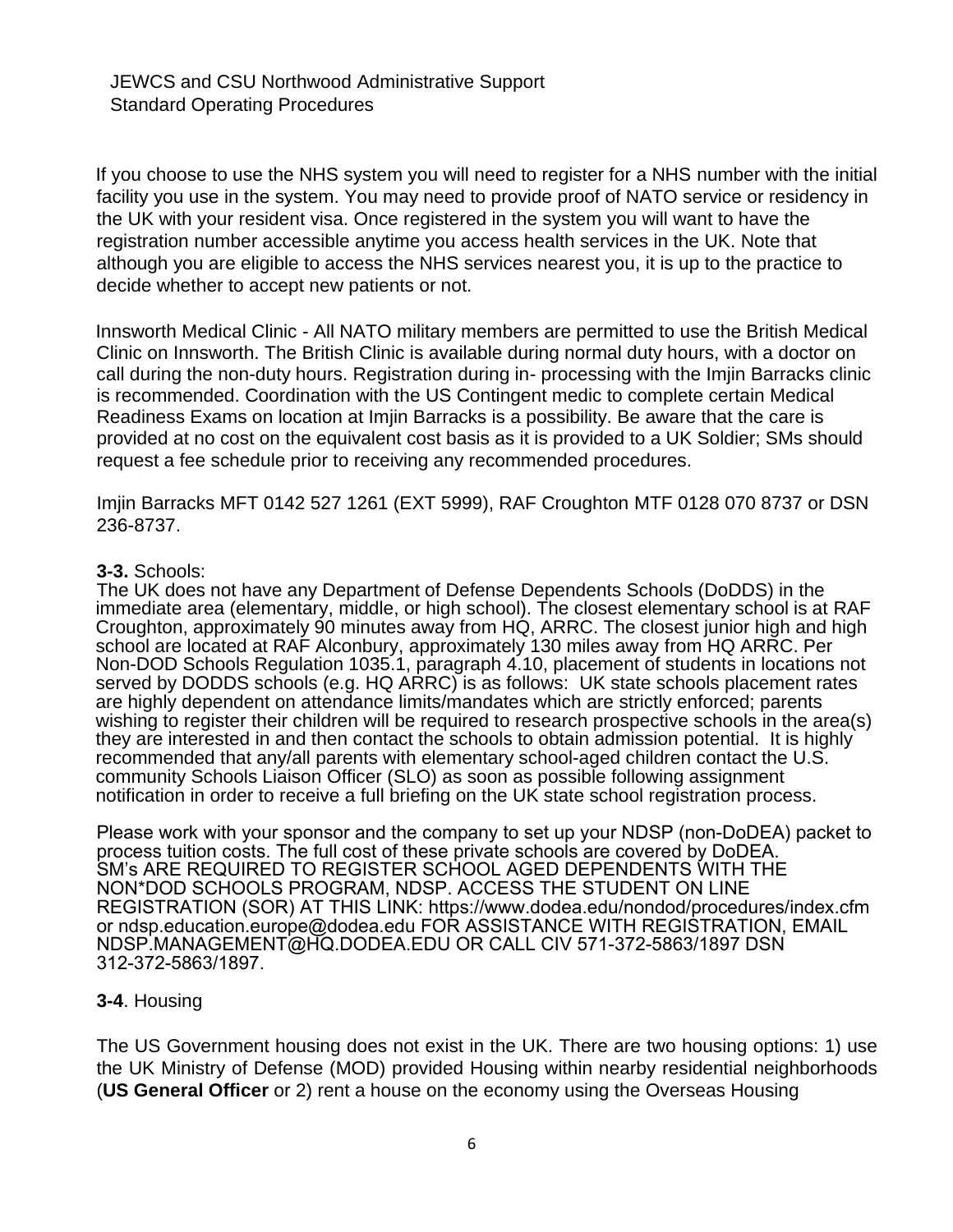If you choose to use the NHS system you will need to register for a NHS number with the initial facility you use in the system. You may need to provide proof of NATO service or residency in the UK with your resident visa. Once registered in the system you will want to have the registration number accessible anytime you access health services in the UK. Note that although you are eligible to access the NHS services nearest you, it is up to the practice to decide whether to accept new patients or not.

Innsworth Medical Clinic - All NATO military members are permitted to use the British Medical Clinic on Innsworth. The British Clinic is available during normal duty hours, with a doctor on call during the non-duty hours. Registration during in- processing with the Imjin Barracks clinic is recommended. Coordination with the US Contingent medic to complete certain Medical Readiness Exams on location at Imjin Barracks is a possibility. Be aware that the care is provided at no cost on the equivalent cost basis as it is provided to a UK Soldier; SMs should request a fee schedule prior to receiving any recommended procedures.

Imjin Barracks MFT 0142 527 1261 (EXT 5999), RAF Croughton MTF 0128 070 8737 or DSN 236-8737.

**3-3.** Schools:

The UK does not have any Department of Defense Dependents Schools (DoDDS) in the immediate area (elementary, middle, or high school). The closest elementary school is at RAF Croughton, approximately 90 minutes away from HQ, ARRC. The closest junior high and high school are located at RAF Alconbury, approximately 130 miles away from HQ ARRC. Per Non-DOD Schools Regulation 1035.1, paragraph 4.10, placement of students in locations not served by DODDS schools (e.g. HQ ARRC) is as follows: UK state schools placement rates are highly dependent on attendance limits/mandates which are strictly enforced; parents wishing to register their children will be required to research prospective schools in the area(s) they are interested in and then contact the schools to obtain admission potential. It is highly recommended that any/all parents with elementary school-aged children contact the U.S. community Schools Liaison Officer (SLO) as soon as possible following assignment notification in order to receive a full briefing on the UK state school registration process.

Please work with your sponsor and the company to set up your NDSP (non-DoDEA) packet to process tuition costs. The full cost of these private schools are covered by DoDEA. SM's ARE REQUIRED TO REGISTER SCHOOL AGED DEPENDENTS WITH THE NON*DOD SCHOOLS PROGRAM, NDSP. ACCESS THE STUDENT ON LINE REGISTRATION (SOR) AT THIS LINK: https://www.dodea.edu/nondod/procedures/index.cfm or ndsp.education.europe@dodea.edu FOR ASSISTANCE WITH REGISTRATION, EMAIL NDSP.MANAGEMENT@HQ.DODEA.EDU OR CALL CIV 571-372-5863/1897 DSN 312-372-5863/1897.

**3-4**. Housing

The US Government housing does not exist in the UK. There are two housing options: 1) use the UK Ministry of Defense (MOD) provided Housing within nearby residential neighborhoods (**US General Officer** or 2) rent a house on the economy using the Overseas Housing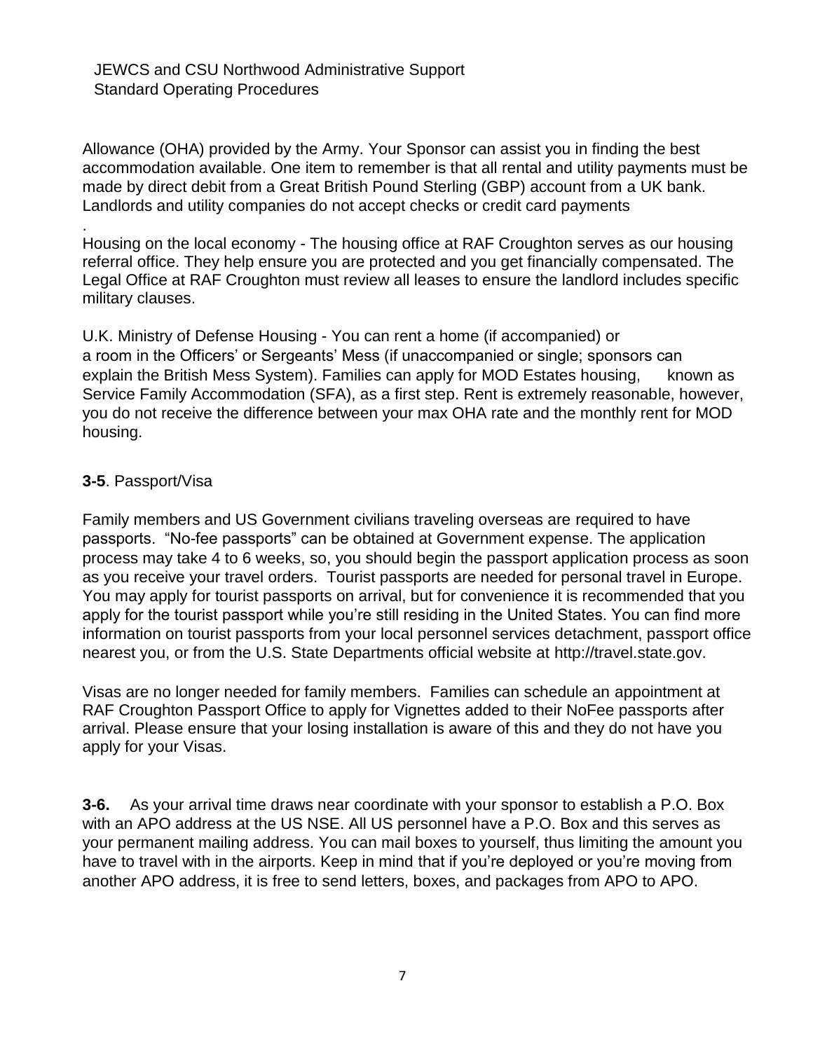Allowance (OHA) provided by the Army. Your Sponsor can assist you in finding the best accommodation available. One item to remember is that all rental and utility payments must be made by direct debit from a Great British Pound Sterling (GBP) account from a UK bank. Landlords and utility companies do not accept checks or credit card payments

.

Housing on the local economy - The housing office at RAF Croughton serves as our housing referral office. They help ensure you are protected and you get financially compensated. The Legal Office at RAF Croughton must review all leases to ensure the landlord includes specific military clauses.

U.K. Ministry of Defense Housing - You can rent a home (if accompanied) or a room in the Officers' or Sergeants' Mess (if unaccompanied or single; sponsors can explain the British Mess System). Families can apply for MOD Estates housing, known as Service Family Accommodation (SFA), as a first step. Rent is extremely reasonable, however, you do not receive the difference between your max OHA rate and the monthly rent for MOD housing.

**3-5**. Passport/Visa

Family members and US Government civilians traveling overseas are required to have passports. "No-fee passports" can be obtained at Government expense. The application process may take 4 to 6 weeks, so, you should begin the passport application process as soon as you receive your travel orders. Tourist passports are needed for personal travel in Europe. You may apply for tourist passports on arrival, but for convenience it is recommended that you apply for the tourist passport while you're still residing in the United States. You can find more information on tourist passports from your local personnel services detachment, passport office nearest you, or from the U.S. State Departments official website at http://travel.state.gov.

Visas are no longer needed for family members. Families can schedule an appointment at RAF Croughton Passport Office to apply for Vignettes added to their NoFee passports after arrival. Please ensure that your losing installation is aware of this and they do not have you apply for your Visas.

**3-6.** As your arrival time draws near coordinate with your sponsor to establish a P.O. Box with an APO address at the US NSE. All US personnel have a P.O. Box and this serves as your permanent mailing address. You can mail boxes to yourself, thus limiting the amount you have to travel with in the airports. Keep in mind that if you're deployed or you're moving from another APO address, it is free to send letters, boxes, and packages from APO to APO.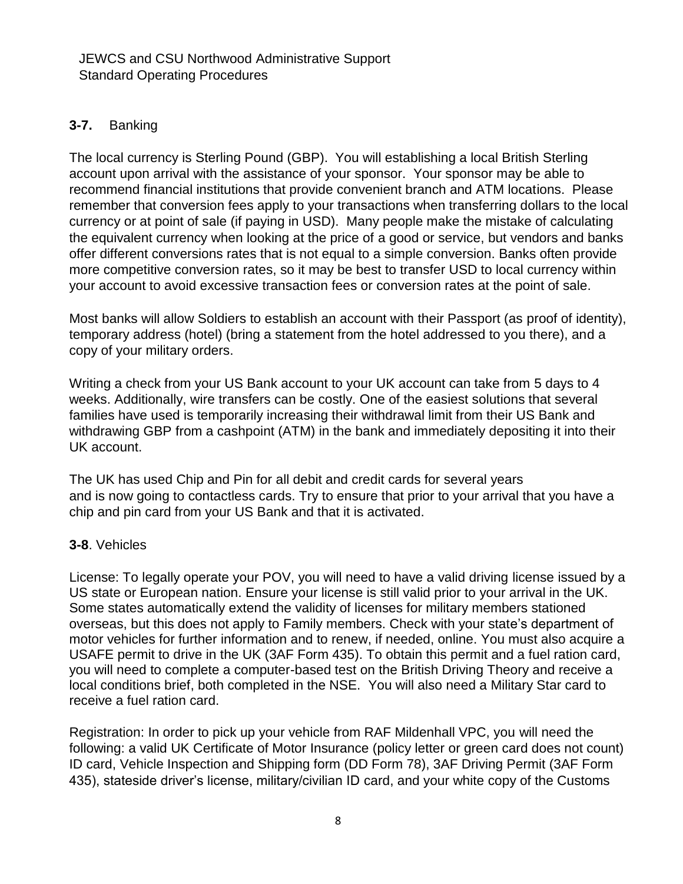### **3-7.** Banking

The local currency is Sterling Pound (GBP). You will establishing a local British Sterling account upon arrival with the assistance of your sponsor. Your sponsor may be able to recommend financial institutions that provide convenient branch and ATM locations. Please remember that conversion fees apply to your transactions when transferring dollars to the local currency or at point of sale (if paying in USD). Many people make the mistake of calculating the equivalent currency when looking at the price of a good or service, but vendors and banks offer different conversions rates that is not equal to a simple conversion. Banks often provide more competitive conversion rates, so it may be best to transfer USD to local currency within your account to avoid excessive transaction fees or conversion rates at the point of sale.

Most banks will allow Soldiers to establish an account with their Passport (as proof of identity), temporary address (hotel) (bring a statement from the hotel addressed to you there), and a copy of your military orders.

Writing a check from your US Bank account to your UK account can take from 5 days to 4 weeks. Additionally, wire transfers can be costly. One of the easiest solutions that several families have used is temporarily increasing their withdrawal limit from their US Bank and withdrawing GBP from a cashpoint (ATM) in the bank and immediately depositing it into their UK account.

The UK has used Chip and Pin for all debit and credit cards for several years and is now going to contactless cards. Try to ensure that prior to your arrival that you have a chip and pin card from your US Bank and that it is activated.

### **3-8**. Vehicles

License: To legally operate your POV, you will need to have a valid driving license issued by a US state or European nation. Ensure your license is still valid prior to your arrival in the UK. Some states automatically extend the validity of licenses for military members stationed overseas, but this does not apply to Family members. Check with your state's department of motor vehicles for further information and to renew, if needed, online. You must also acquire a USAFE permit to drive in the UK (3AF Form 435). To obtain this permit and a fuel ration card, you will need to complete a computer-based test on the British Driving Theory and receive a local conditions brief, both completed in the NSE. You will also need a Military Star card to receive a fuel ration card.

Registration: In order to pick up your vehicle from RAF Mildenhall VPC, you will need the following: a valid UK Certificate of Motor Insurance (policy letter or green card does not count) ID card, Vehicle Inspection and Shipping form (DD Form 78), 3AF Driving Permit (3AF Form 435), stateside driver's license, military/civilian ID card, and your white copy of the Customs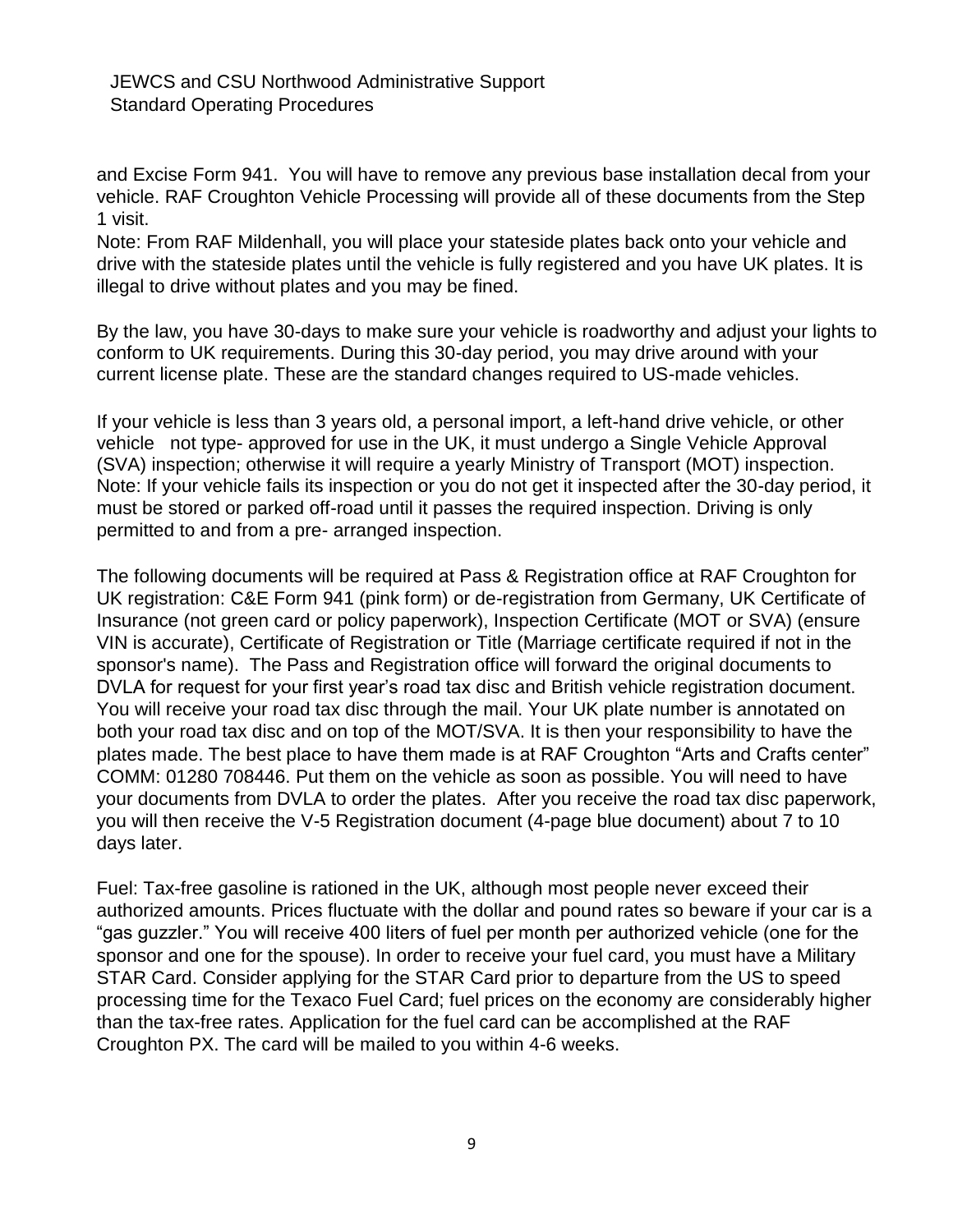and Excise Form 941. You will have to remove any previous base installation decal from your vehicle. RAF Croughton Vehicle Processing will provide all of these documents from the Step 1 visit.

Note: From RAF Mildenhall, you will place your stateside plates back onto your vehicle and drive with the stateside plates until the vehicle is fully registered and you have UK plates. It is illegal to drive without plates and you may be fined.

By the law, you have 30-days to make sure your vehicle is roadworthy and adjust your lights to conform to UK requirements. During this 30-day period, you may drive around with your current license plate. These are the standard changes required to US-made vehicles.

If your vehicle is less than 3 years old, a personal import, a left-hand drive vehicle, or other vehicle not type- approved for use in the UK, it must undergo a Single Vehicle Approval (SVA) inspection; otherwise it will require a yearly Ministry of Transport (MOT) inspection. Note: If your vehicle fails its inspection or you do not get it inspected after the 30-day period, it must be stored or parked off-road until it passes the required inspection. Driving is only permitted to and from a pre- arranged inspection.

The following documents will be required at Pass & Registration office at RAF Croughton for UK registration: C&E Form 941 (pink form) or de-registration from Germany, UK Certificate of Insurance (not green card or policy paperwork), Inspection Certificate (MOT or SVA) (ensure VIN is accurate), Certificate of Registration or Title (Marriage certificate required if not in the sponsor's name). The Pass and Registration office will forward the original documents to DVLA for request for your first year's road tax disc and British vehicle registration document. You will receive your road tax disc through the mail. Your UK plate number is annotated on both your road tax disc and on top of the MOT/SVA. It is then your responsibility to have the plates made. The best place to have them made is at RAF Croughton "Arts and Crafts center" COMM: 01280 708446. Put them on the vehicle as soon as possible. You will need to have your documents from DVLA to order the plates. After you receive the road tax disc paperwork, you will then receive the V-5 Registration document (4-page blue document) about 7 to 10 days later.

Fuel: Tax-free gasoline is rationed in the UK, although most people never exceed their authorized amounts. Prices fluctuate with the dollar and pound rates so beware if your car is a "gas guzzler." You will receive 400 liters of fuel per month per authorized vehicle (one for the sponsor and one for the spouse). In order to receive your fuel card, you must have a Military STAR Card. Consider applying for the STAR Card prior to departure from the US to speed processing time for the Texaco Fuel Card; fuel prices on the economy are considerably higher than the tax-free rates. Application for the fuel card can be accomplished at the RAF Croughton PX. The card will be mailed to you within 4-6 weeks.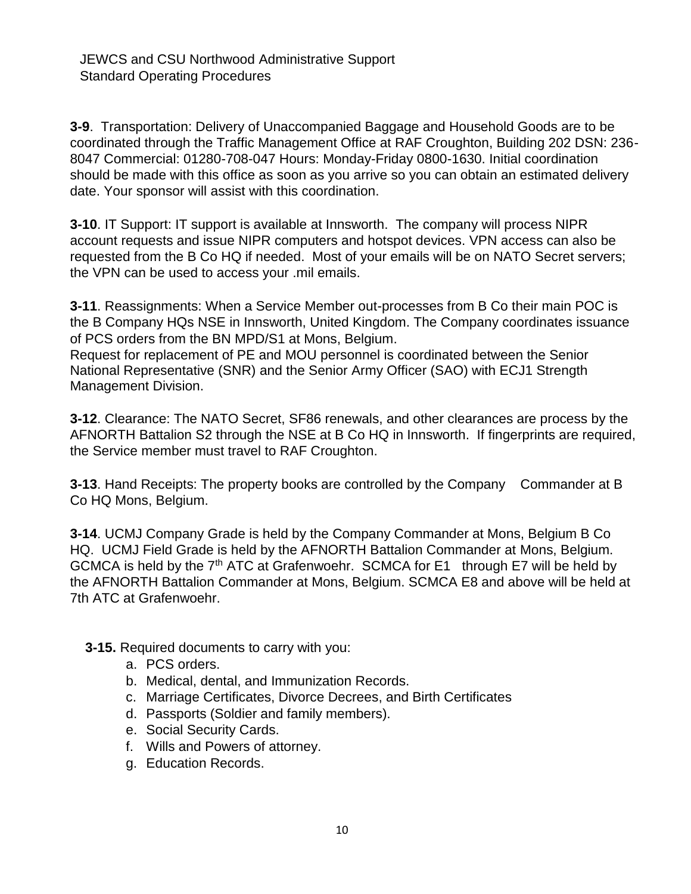**3-9**. Transportation: Delivery of Unaccompanied Baggage and Household Goods are to be coordinated through the Traffic Management Office at RAF Croughton, Building 202 DSN: 236-8047 Commercial: 01280-708-047 Hours: Monday-Friday 0800-1630. Initial coordination should be made with this office as soon as you arrive so you can obtain an estimated delivery date. Your sponsor will assist with this coordination.

**3-10**. IT Support: IT support is available at Innsworth. The company will process NIPR account requests and issue NIPR computers and hotspot devices. VPN access can also be requested from the B Co HQ if needed. Most of your emails will be on NATO Secret servers; the VPN can be used to access your .mil emails.

**3-11**. Reassignments: When a Service Member out-processes from B Co their main POC is the B Company HQs NSE in Innsworth, United Kingdom. The Company coordinates issuance of PCS orders from the BN MPD/S1 at Mons, Belgium.
Request for replacement of PE and MOU personnel is coordinated between the Senior National Representative (SNR) and the Senior Army Officer (SAO) with ECJ1 Strength Management Division.

**3-12**. Clearance: The NATO Secret, SF86 renewals, and other clearances are process by the AFNORTH Battalion S2 through the NSE at B Co HQ in Innsworth. If fingerprints are required, the Service member must travel to RAF Croughton.

**3-13**. Hand Receipts: The property books are controlled by the Company Commander at B Co HQ Mons, Belgium.

**3-14**. UCMJ Company Grade is held by the Company Commander at Mons, Belgium B Co HQ. UCMJ Field Grade is held by the AFNORTH Battalion Commander at Mons, Belgium. GCMCA is held by the 7th ATC at Grafenwoehr. SCMCA for E1 through E7 will be held by the AFNORTH Battalion Commander at Mons, Belgium. SCMCA E8 and above will be held at 7th ATC at Grafenwoehr.

**3-15.** Required documents to carry with you:

a. PCS orders.
b. Medical, dental, and Immunization Records.
c. Marriage Certificates, Divorce Decrees, and Birth Certificates
d. Passports (Soldier and family members).
e. Social Security Cards.
f. Wills and Powers of attorney.
g. Education Records.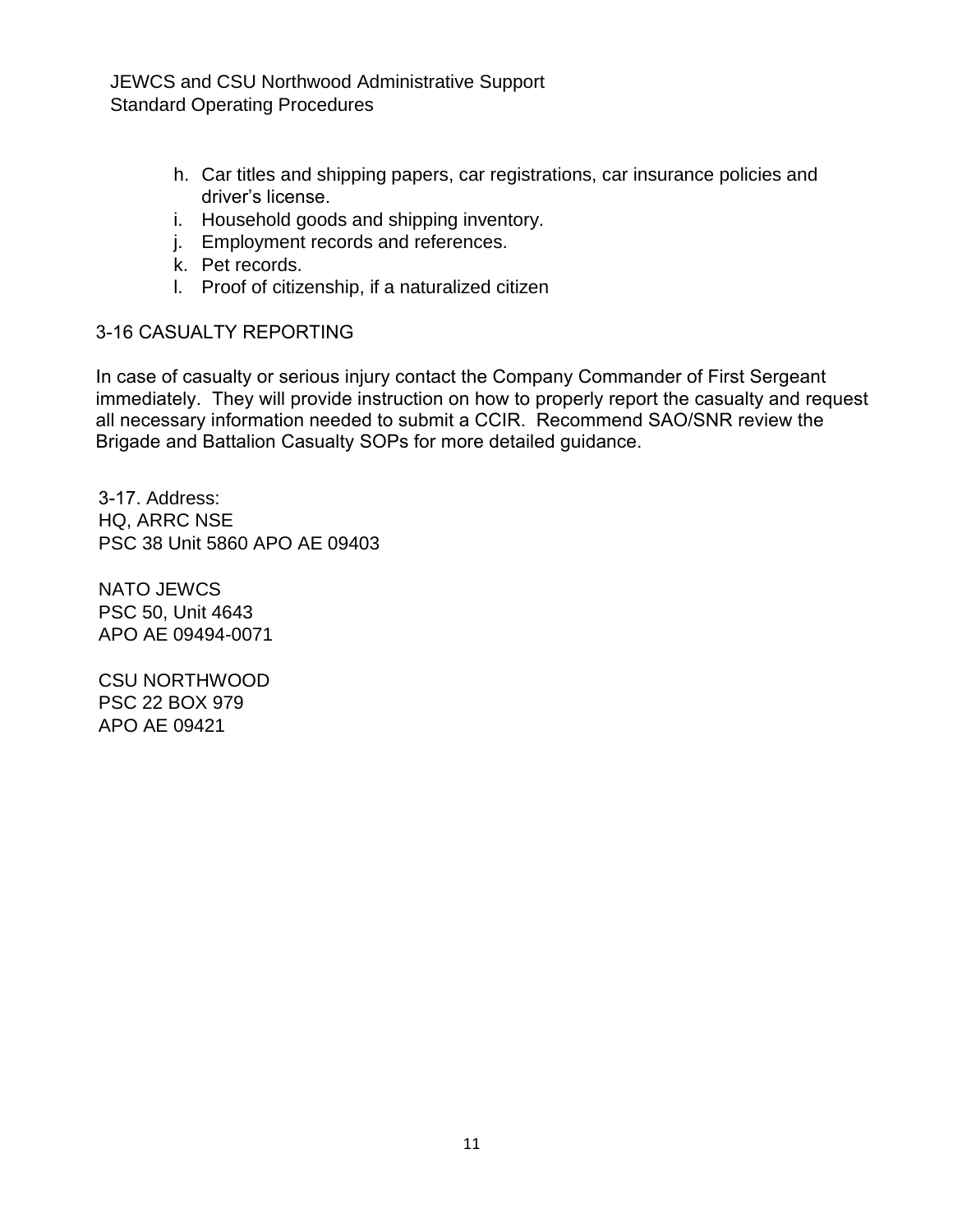h. Car titles and shipping papers, car registrations, car insurance policies and driver's license.
i. Household goods and shipping inventory.
j. Employment records and references.
k. Pet records.
l. Proof of citizenship, if a naturalized citizen

## 3-16 CASUALTY REPORTING

In case of casualty or serious injury contact the Company Commander of First Sergeant immediately. They will provide instruction on how to properly report the casualty and request all necessary information needed to submit a CCIR. Recommend SAO/SNR review the Brigade and Battalion Casualty SOPs for more detailed guidance.

3-17. Address:
HQ, ARRC NSE
PSC 38 Unit 5860 APO AE 09403

NATO JEWCS
PSC 50, Unit 4643
APO AE 09494-0071

CSU NORTHWOOD
PSC 22 BOX 979
APO AE 09421